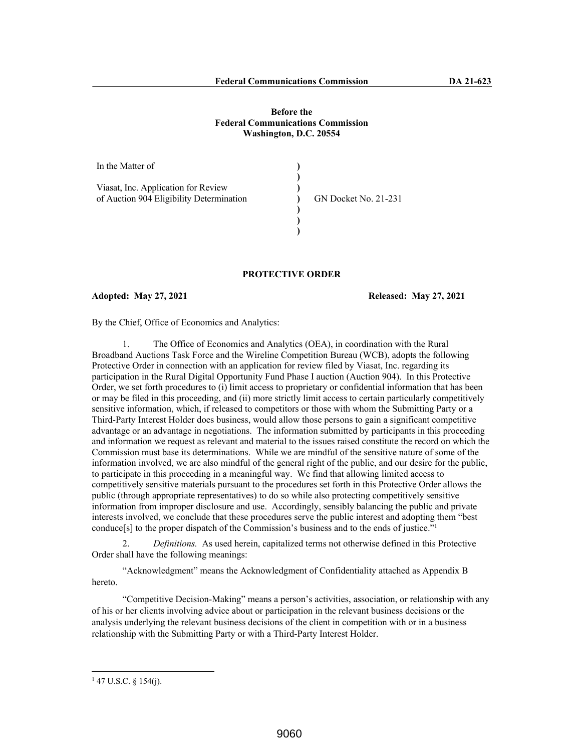**Before the**
**Federal Communications Commission**
**Washington, D.C. 20554**

| | | |
|---|---|---|
| In the Matter of | ) | |
| | ) | |
| Viasat, Inc. Application for Review | ) | |
| of Auction 904 Eligibility Determination | ) | GN Docket No. 21-231 |
| | ) | |
| | ) | |
| | ) | |

## PROTECTIVE ORDER

**Adopted: May 27, 2021** **Released: May 27, 2021**

By the Chief, Office of Economics and Analytics:

1. The Office of Economics and Analytics (OEA), in coordination with the Rural Broadband Auctions Task Force and the Wireline Competition Bureau (WCB), adopts the following Protective Order in connection with an application for review filed by Viasat, Inc. regarding its participation in the Rural Digital Opportunity Fund Phase I auction (Auction 904). In this Protective Order, we set forth procedures to (i) limit access to proprietary or confidential information that has been or may be filed in this proceeding, and (ii) more strictly limit access to certain particularly competitively sensitive information, which, if released to competitors or those with whom the Submitting Party or a Third-Party Interest Holder does business, would allow those persons to gain a significant competitive advantage or an advantage in negotiations. The information submitted by participants in this proceeding and information we request as relevant and material to the issues raised constitute the record on which the Commission must base its determinations. While we are mindful of the sensitive nature of some of the information involved, we are also mindful of the general right of the public, and our desire for the public, to participate in this proceeding in a meaningful way. We find that allowing limited access to competitively sensitive materials pursuant to the procedures set forth in this Protective Order allows the public (through appropriate representatives) to do so while also protecting competitively sensitive information from improper disclosure and use. Accordingly, sensibly balancing the public and private interests involved, we conclude that these procedures serve the public interest and adopting them "best conduce[s] to the proper dispatch of the Commission's business and to the ends of justice."[1]

2. *Definitions.* As used herein, capitalized terms not otherwise defined in this Protective Order shall have the following meanings:

"Acknowledgment" means the Acknowledgment of Confidentiality attached as Appendix B hereto.

"Competitive Decision-Making" means a person's activities, association, or relationship with any of his or her clients involving advice about or participation in the relevant business decisions or the analysis underlying the relevant business decisions of the client in competition with or in a business relationship with the Submitting Party or with a Third-Party Interest Holder.

---

[1] 47 U.S.C. § 154(j).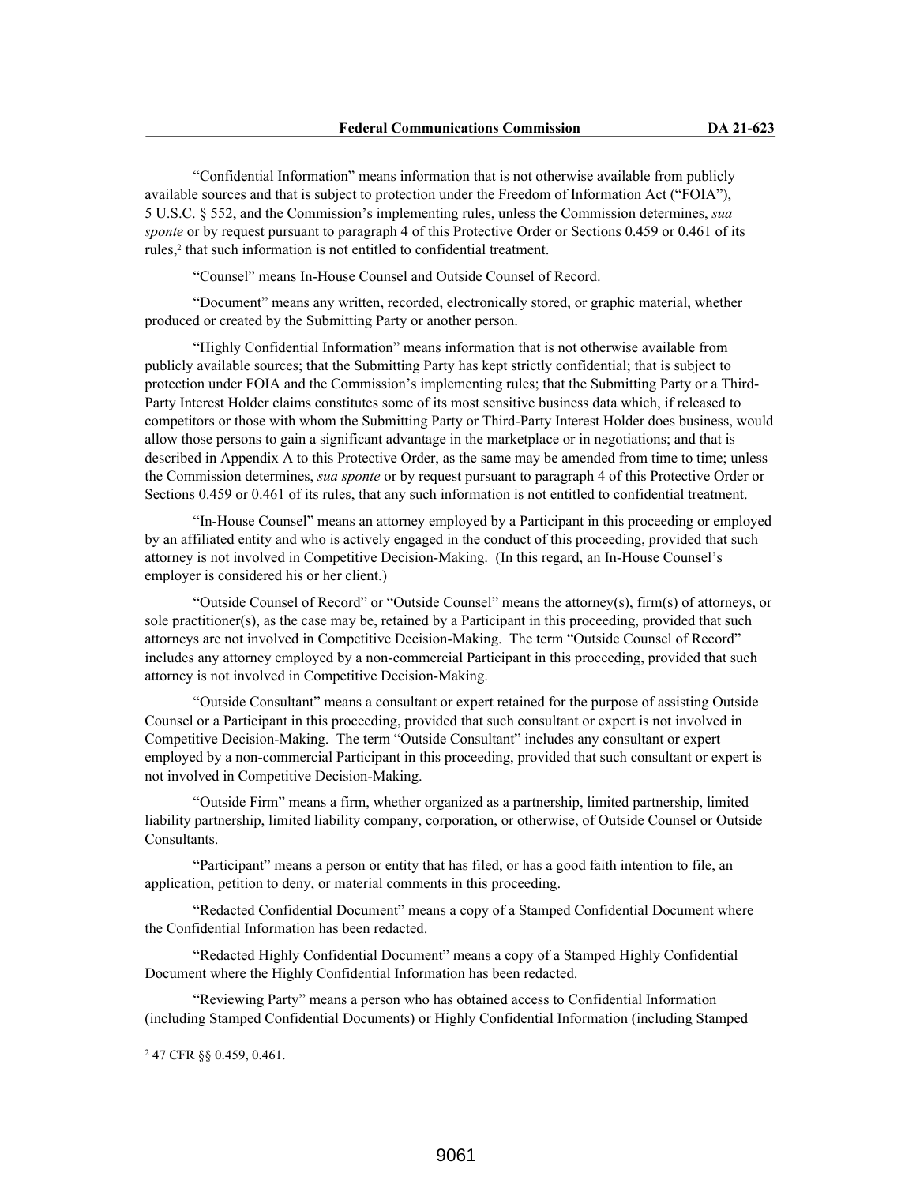"Confidential Information" means information that is not otherwise available from publicly available sources and that is subject to protection under the Freedom of Information Act ("FOIA"), 5 U.S.C. § 552, and the Commission's implementing rules, unless the Commission determines, *sua sponte* or by request pursuant to paragraph 4 of this Protective Order or Sections 0.459 or 0.461 of its rules,[2] that such information is not entitled to confidential treatment.

"Counsel" means In-House Counsel and Outside Counsel of Record.

"Document" means any written, recorded, electronically stored, or graphic material, whether produced or created by the Submitting Party or another person.

"Highly Confidential Information" means information that is not otherwise available from publicly available sources; that the Submitting Party has kept strictly confidential; that is subject to protection under FOIA and the Commission's implementing rules; that the Submitting Party or a Third-Party Interest Holder claims constitutes some of its most sensitive business data which, if released to competitors or those with whom the Submitting Party or Third-Party Interest Holder does business, would allow those persons to gain a significant advantage in the marketplace or in negotiations; and that is described in Appendix A to this Protective Order, as the same may be amended from time to time; unless the Commission determines, *sua sponte* or by request pursuant to paragraph 4 of this Protective Order or Sections 0.459 or 0.461 of its rules, that any such information is not entitled to confidential treatment.

"In-House Counsel" means an attorney employed by a Participant in this proceeding or employed by an affiliated entity and who is actively engaged in the conduct of this proceeding, provided that such attorney is not involved in Competitive Decision-Making. (In this regard, an In-House Counsel's employer is considered his or her client.)

"Outside Counsel of Record" or "Outside Counsel" means the attorney(s), firm(s) of attorneys, or sole practitioner(s), as the case may be, retained by a Participant in this proceeding, provided that such attorneys are not involved in Competitive Decision-Making. The term "Outside Counsel of Record" includes any attorney employed by a non-commercial Participant in this proceeding, provided that such attorney is not involved in Competitive Decision-Making.

"Outside Consultant" means a consultant or expert retained for the purpose of assisting Outside Counsel or a Participant in this proceeding, provided that such consultant or expert is not involved in Competitive Decision-Making. The term "Outside Consultant" includes any consultant or expert employed by a non-commercial Participant in this proceeding, provided that such consultant or expert is not involved in Competitive Decision-Making.

"Outside Firm" means a firm, whether organized as a partnership, limited partnership, limited liability partnership, limited liability company, corporation, or otherwise, of Outside Counsel or Outside Consultants.

"Participant" means a person or entity that has filed, or has a good faith intention to file, an application, petition to deny, or material comments in this proceeding.

"Redacted Confidential Document" means a copy of a Stamped Confidential Document where the Confidential Information has been redacted.

"Redacted Highly Confidential Document" means a copy of a Stamped Highly Confidential Document where the Highly Confidential Information has been redacted.

"Reviewing Party" means a person who has obtained access to Confidential Information (including Stamped Confidential Documents) or Highly Confidential Information (including Stamped

[2] 47 CFR §§ 0.459, 0.461.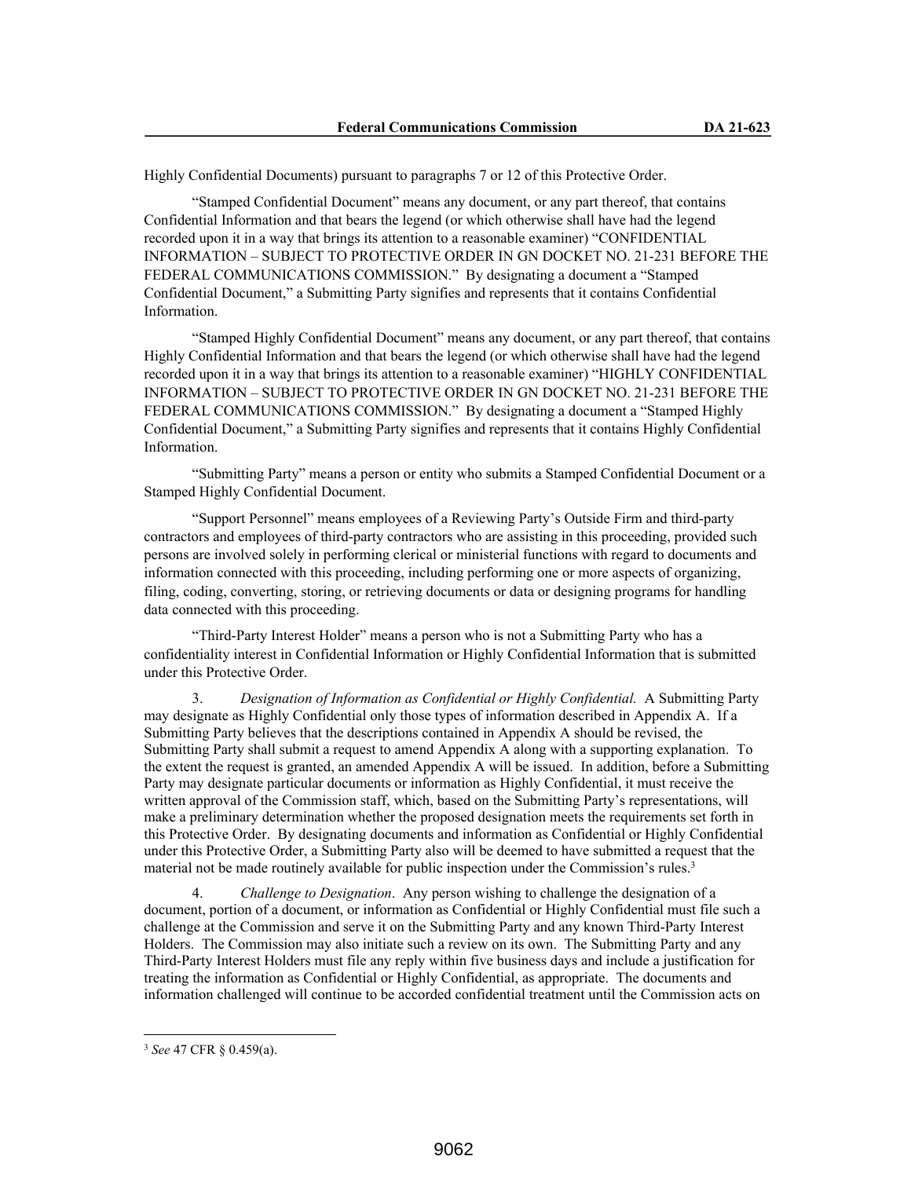Highly Confidential Documents) pursuant to paragraphs 7 or 12 of this Protective Order.

"Stamped Confidential Document" means any document, or any part thereof, that contains Confidential Information and that bears the legend (or which otherwise shall have had the legend recorded upon it in a way that brings its attention to a reasonable examiner) "CONFIDENTIAL INFORMATION – SUBJECT TO PROTECTIVE ORDER IN GN DOCKET NO. 21-231 BEFORE THE FEDERAL COMMUNICATIONS COMMISSION." By designating a document a "Stamped Confidential Document," a Submitting Party signifies and represents that it contains Confidential Information.

"Stamped Highly Confidential Document" means any document, or any part thereof, that contains Highly Confidential Information and that bears the legend (or which otherwise shall have had the legend recorded upon it in a way that brings its attention to a reasonable examiner) "HIGHLY CONFIDENTIAL INFORMATION – SUBJECT TO PROTECTIVE ORDER IN GN DOCKET NO. 21-231 BEFORE THE FEDERAL COMMUNICATIONS COMMISSION." By designating a document a "Stamped Highly Confidential Document," a Submitting Party signifies and represents that it contains Highly Confidential Information.

"Submitting Party" means a person or entity who submits a Stamped Confidential Document or a Stamped Highly Confidential Document.

"Support Personnel" means employees of a Reviewing Party's Outside Firm and third-party contractors and employees of third-party contractors who are assisting in this proceeding, provided such persons are involved solely in performing clerical or ministerial functions with regard to documents and information connected with this proceeding, including performing one or more aspects of organizing, filing, coding, converting, storing, or retrieving documents or data or designing programs for handling data connected with this proceeding.

"Third-Party Interest Holder" means a person who is not a Submitting Party who has a confidentiality interest in Confidential Information or Highly Confidential Information that is submitted under this Protective Order.

3. *Designation of Information as Confidential or Highly Confidential.* A Submitting Party may designate as Highly Confidential only those types of information described in Appendix A. If a Submitting Party believes that the descriptions contained in Appendix A should be revised, the Submitting Party shall submit a request to amend Appendix A along with a supporting explanation. To the extent the request is granted, an amended Appendix A will be issued. In addition, before a Submitting Party may designate particular documents or information as Highly Confidential, it must receive the written approval of the Commission staff, which, based on the Submitting Party's representations, will make a preliminary determination whether the proposed designation meets the requirements set forth in this Protective Order. By designating documents and information as Confidential or Highly Confidential under this Protective Order, a Submitting Party also will be deemed to have submitted a request that the material not be made routinely available for public inspection under the Commission's rules.[3]

4. *Challenge to Designation*. Any person wishing to challenge the designation of a document, portion of a document, or information as Confidential or Highly Confidential must file such a challenge at the Commission and serve it on the Submitting Party and any known Third-Party Interest Holders. The Commission may also initiate such a review on its own. The Submitting Party and any Third-Party Interest Holders must file any reply within five business days and include a justification for treating the information as Confidential or Highly Confidential, as appropriate. The documents and information challenged will continue to be accorded confidential treatment until the Commission acts on

[3] *See* 47 CFR § 0.459(a).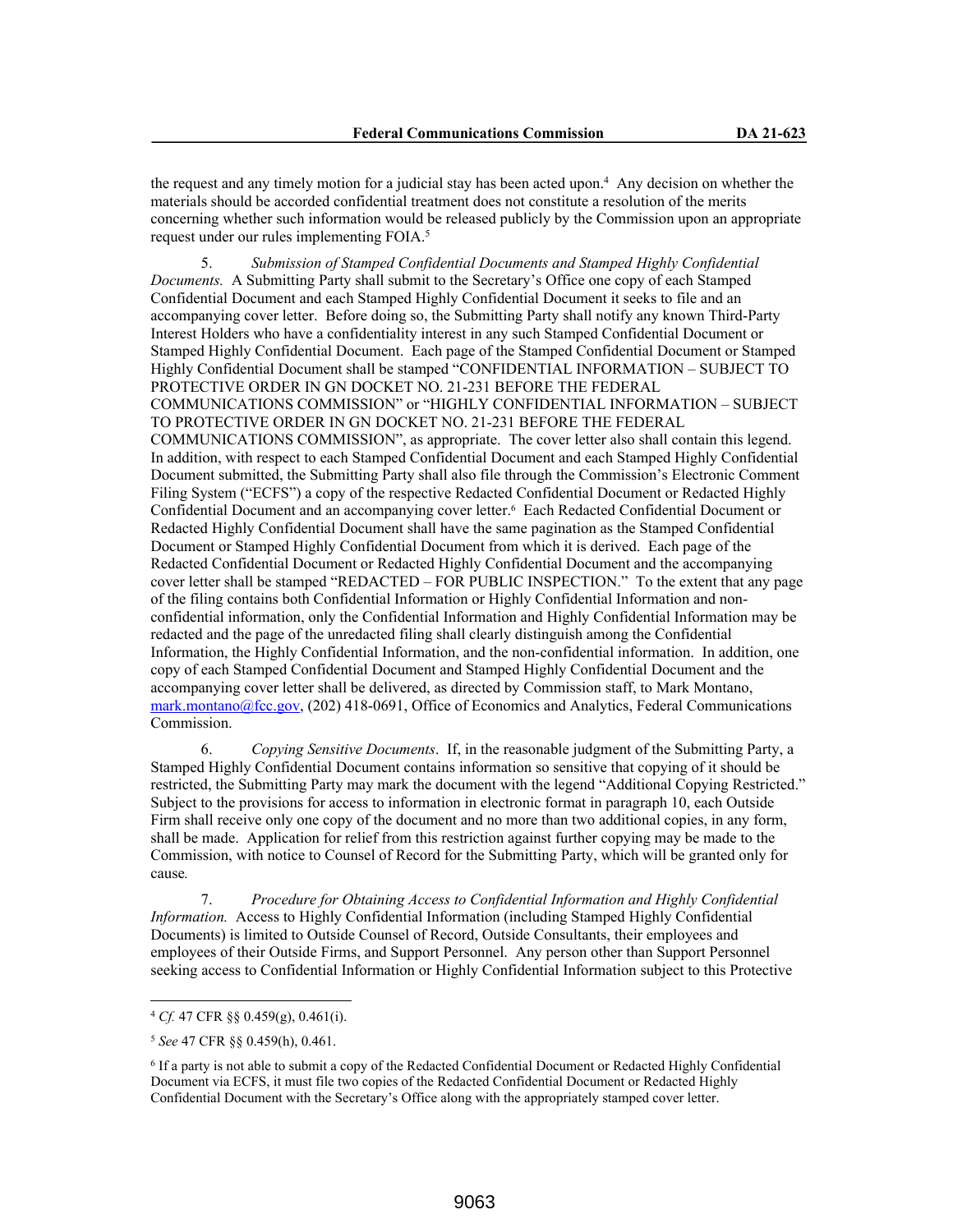the request and any timely motion for a judicial stay has been acted upon.[4] Any decision on whether the materials should be accorded confidential treatment does not constitute a resolution of the merits concerning whether such information would be released publicly by the Commission upon an appropriate request under our rules implementing FOIA.[5]

5. *Submission of Stamped Confidential Documents and Stamped Highly Confidential Documents.* A Submitting Party shall submit to the Secretary's Office one copy of each Stamped Confidential Document and each Stamped Highly Confidential Document it seeks to file and an accompanying cover letter. Before doing so, the Submitting Party shall notify any known Third-Party Interest Holders who have a confidentiality interest in any such Stamped Confidential Document or Stamped Highly Confidential Document. Each page of the Stamped Confidential Document or Stamped Highly Confidential Document shall be stamped "CONFIDENTIAL INFORMATION – SUBJECT TO PROTECTIVE ORDER IN GN DOCKET NO. 21-231 BEFORE THE FEDERAL COMMUNICATIONS COMMISSION" or "HIGHLY CONFIDENTIAL INFORMATION – SUBJECT TO PROTECTIVE ORDER IN GN DOCKET NO. 21-231 BEFORE THE FEDERAL COMMUNICATIONS COMMISSION", as appropriate. The cover letter also shall contain this legend. In addition, with respect to each Stamped Confidential Document and each Stamped Highly Confidential Document submitted, the Submitting Party shall also file through the Commission's Electronic Comment Filing System ("ECFS") a copy of the respective Redacted Confidential Document or Redacted Highly Confidential Document and an accompanying cover letter.[6] Each Redacted Confidential Document or Redacted Highly Confidential Document shall have the same pagination as the Stamped Confidential Document or Stamped Highly Confidential Document from which it is derived. Each page of the Redacted Confidential Document or Redacted Highly Confidential Document and the accompanying cover letter shall be stamped "REDACTED – FOR PUBLIC INSPECTION." To the extent that any page of the filing contains both Confidential Information or Highly Confidential Information and non-confidential information, only the Confidential Information and Highly Confidential Information may be redacted and the page of the unredacted filing shall clearly distinguish among the Confidential Information, the Highly Confidential Information, and the non-confidential information. In addition, one copy of each Stamped Confidential Document and Stamped Highly Confidential Document and the accompanying cover letter shall be delivered, as directed by Commission staff, to Mark Montano, mark.montano@fcc.gov, (202) 418-0691, Office of Economics and Analytics, Federal Communications Commission.

6. *Copying Sensitive Documents*. If, in the reasonable judgment of the Submitting Party, a Stamped Highly Confidential Document contains information so sensitive that copying of it should be restricted, the Submitting Party may mark the document with the legend "Additional Copying Restricted." Subject to the provisions for access to information in electronic format in paragraph 10, each Outside Firm shall receive only one copy of the document and no more than two additional copies, in any form, shall be made. Application for relief from this restriction against further copying may be made to the Commission, with notice to Counsel of Record for the Submitting Party, which will be granted only for cause.

7. *Procedure for Obtaining Access to Confidential Information and Highly Confidential Information.* Access to Highly Confidential Information (including Stamped Highly Confidential Documents) is limited to Outside Counsel of Record, Outside Consultants, their employees and employees of their Outside Firms, and Support Personnel. Any person other than Support Personnel seeking access to Confidential Information or Highly Confidential Information subject to this Protective

---

[4] *Cf.* 47 CFR §§ 0.459(g), 0.461(i).

[5] *See* 47 CFR §§ 0.459(h), 0.461.

[6] If a party is not able to submit a copy of the Redacted Confidential Document or Redacted Highly Confidential Document via ECFS, it must file two copies of the Redacted Confidential Document or Redacted Highly Confidential Document with the Secretary's Office along with the appropriately stamped cover letter.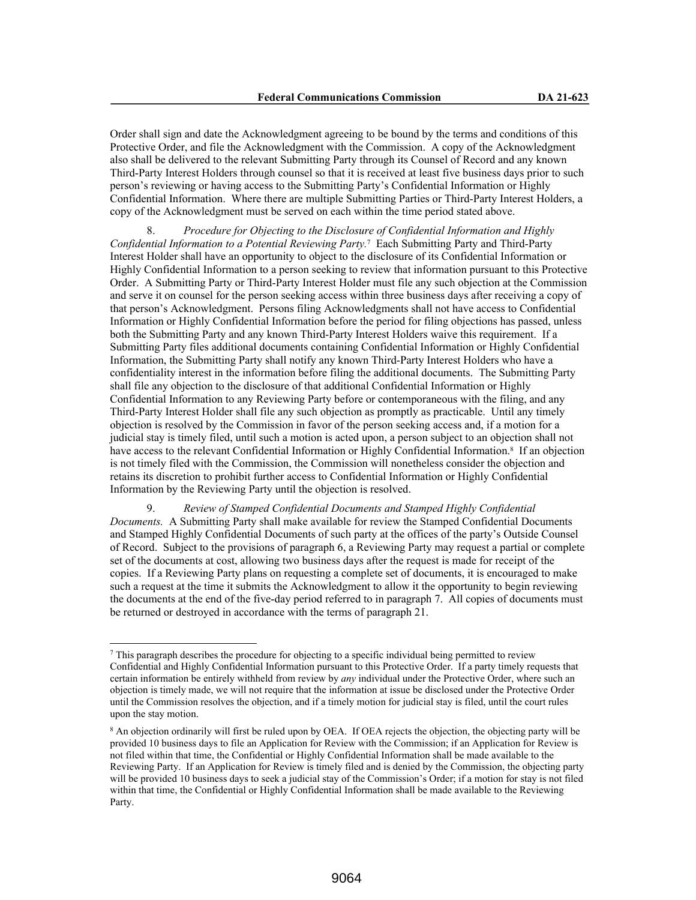Order shall sign and date the Acknowledgment agreeing to be bound by the terms and conditions of this Protective Order, and file the Acknowledgment with the Commission. A copy of the Acknowledgment also shall be delivered to the relevant Submitting Party through its Counsel of Record and any known Third-Party Interest Holders through counsel so that it is received at least five business days prior to such person's reviewing or having access to the Submitting Party's Confidential Information or Highly Confidential Information. Where there are multiple Submitting Parties or Third-Party Interest Holders, a copy of the Acknowledgment must be served on each within the time period stated above.

8. *Procedure for Objecting to the Disclosure of Confidential Information and Highly Confidential Information to a Potential Reviewing Party.*[7] Each Submitting Party and Third-Party Interest Holder shall have an opportunity to object to the disclosure of its Confidential Information or Highly Confidential Information to a person seeking to review that information pursuant to this Protective Order. A Submitting Party or Third-Party Interest Holder must file any such objection at the Commission and serve it on counsel for the person seeking access within three business days after receiving a copy of that person's Acknowledgment. Persons filing Acknowledgments shall not have access to Confidential Information or Highly Confidential Information before the period for filing objections has passed, unless both the Submitting Party and any known Third-Party Interest Holders waive this requirement. If a Submitting Party files additional documents containing Confidential Information or Highly Confidential Information, the Submitting Party shall notify any known Third-Party Interest Holders who have a confidentiality interest in the information before filing the additional documents. The Submitting Party shall file any objection to the disclosure of that additional Confidential Information or Highly Confidential Information to any Reviewing Party before or contemporaneous with the filing, and any Third-Party Interest Holder shall file any such objection as promptly as practicable. Until any timely objection is resolved by the Commission in favor of the person seeking access and, if a motion for a judicial stay is timely filed, until such a motion is acted upon, a person subject to an objection shall not have access to the relevant Confidential Information or Highly Confidential Information.[8] If an objection is not timely filed with the Commission, the Commission will nonetheless consider the objection and retains its discretion to prohibit further access to Confidential Information or Highly Confidential Information by the Reviewing Party until the objection is resolved.

9. *Review of Stamped Confidential Documents and Stamped Highly Confidential Documents.* A Submitting Party shall make available for review the Stamped Confidential Documents and Stamped Highly Confidential Documents of such party at the offices of the party's Outside Counsel of Record. Subject to the provisions of paragraph 6, a Reviewing Party may request a partial or complete set of the documents at cost, allowing two business days after the request is made for receipt of the copies. If a Reviewing Party plans on requesting a complete set of documents, it is encouraged to make such a request at the time it submits the Acknowledgment to allow it the opportunity to begin reviewing the documents at the end of the five-day period referred to in paragraph 7. All copies of documents must be returned or destroyed in accordance with the terms of paragraph 21.

---

[7] This paragraph describes the procedure for objecting to a specific individual being permitted to review Confidential and Highly Confidential Information pursuant to this Protective Order. If a party timely requests that certain information be entirely withheld from review by *any* individual under the Protective Order, where such an objection is timely made, we will not require that the information at issue be disclosed under the Protective Order until the Commission resolves the objection, and if a timely motion for judicial stay is filed, until the court rules upon the stay motion.

[8] An objection ordinarily will first be ruled upon by OEA. If OEA rejects the objection, the objecting party will be provided 10 business days to file an Application for Review with the Commission; if an Application for Review is not filed within that time, the Confidential or Highly Confidential Information shall be made available to the Reviewing Party. If an Application for Review is timely filed and is denied by the Commission, the objecting party will be provided 10 business days to seek a judicial stay of the Commission's Order; if a motion for stay is not filed within that time, the Confidential or Highly Confidential Information shall be made available to the Reviewing Party.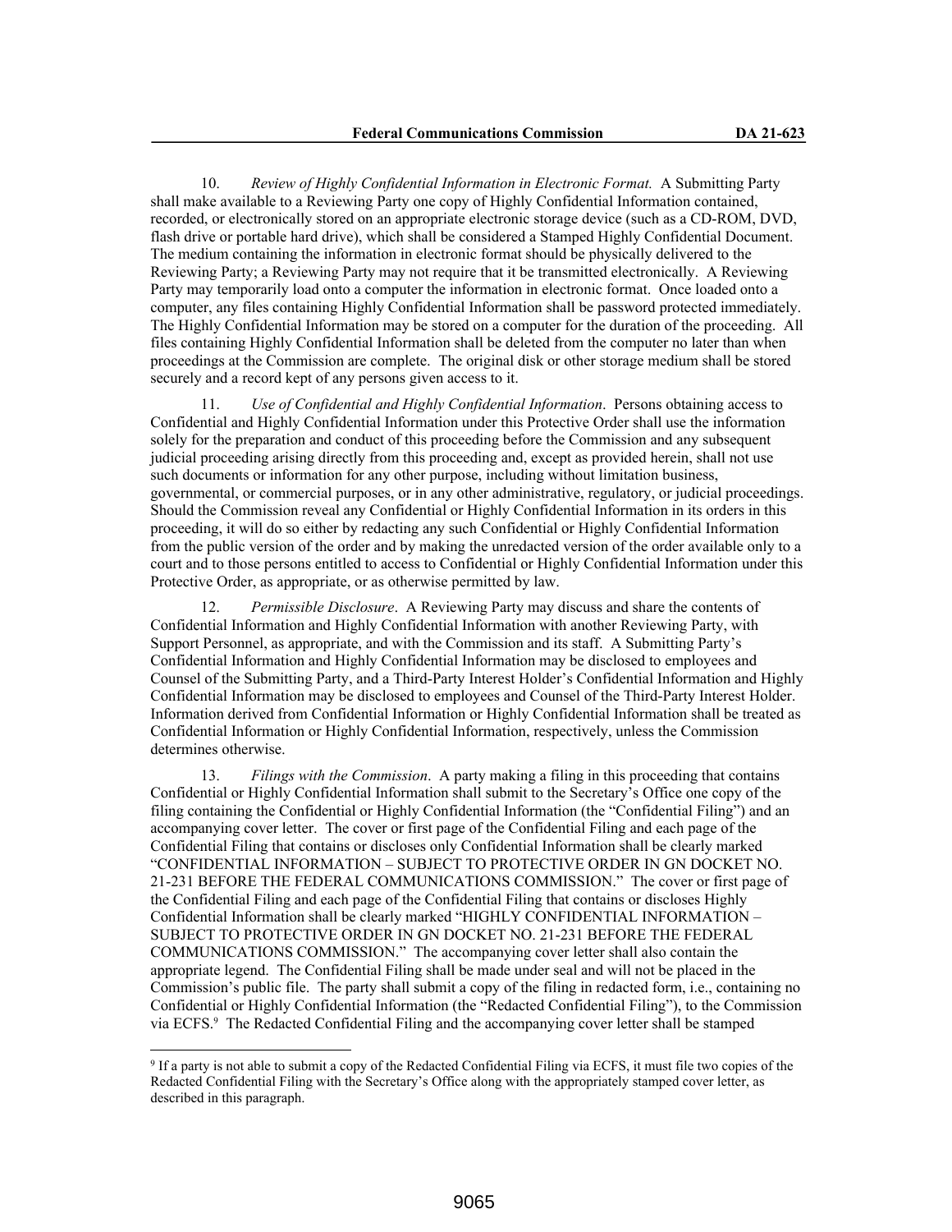10. *Review of Highly Confidential Information in Electronic Format.* A Submitting Party shall make available to a Reviewing Party one copy of Highly Confidential Information contained, recorded, or electronically stored on an appropriate electronic storage device (such as a CD-ROM, DVD, flash drive or portable hard drive), which shall be considered a Stamped Highly Confidential Document. The medium containing the information in electronic format should be physically delivered to the Reviewing Party; a Reviewing Party may not require that it be transmitted electronically. A Reviewing Party may temporarily load onto a computer the information in electronic format. Once loaded onto a computer, any files containing Highly Confidential Information shall be password protected immediately. The Highly Confidential Information may be stored on a computer for the duration of the proceeding. All files containing Highly Confidential Information shall be deleted from the computer no later than when proceedings at the Commission are complete. The original disk or other storage medium shall be stored securely and a record kept of any persons given access to it.

11. *Use of Confidential and Highly Confidential Information*. Persons obtaining access to Confidential and Highly Confidential Information under this Protective Order shall use the information solely for the preparation and conduct of this proceeding before the Commission and any subsequent judicial proceeding arising directly from this proceeding and, except as provided herein, shall not use such documents or information for any other purpose, including without limitation business, governmental, or commercial purposes, or in any other administrative, regulatory, or judicial proceedings. Should the Commission reveal any Confidential or Highly Confidential Information in its orders in this proceeding, it will do so either by redacting any such Confidential or Highly Confidential Information from the public version of the order and by making the unredacted version of the order available only to a court and to those persons entitled to access to Confidential or Highly Confidential Information under this Protective Order, as appropriate, or as otherwise permitted by law.

12. *Permissible Disclosure*. A Reviewing Party may discuss and share the contents of Confidential Information and Highly Confidential Information with another Reviewing Party, with Support Personnel, as appropriate, and with the Commission and its staff. A Submitting Party's Confidential Information and Highly Confidential Information may be disclosed to employees and Counsel of the Submitting Party, and a Third-Party Interest Holder's Confidential Information and Highly Confidential Information may be disclosed to employees and Counsel of the Third-Party Interest Holder. Information derived from Confidential Information or Highly Confidential Information shall be treated as Confidential Information or Highly Confidential Information, respectively, unless the Commission determines otherwise.

13. *Filings with the Commission*. A party making a filing in this proceeding that contains Confidential or Highly Confidential Information shall submit to the Secretary's Office one copy of the filing containing the Confidential or Highly Confidential Information (the "Confidential Filing") and an accompanying cover letter. The cover or first page of the Confidential Filing and each page of the Confidential Filing that contains or discloses only Confidential Information shall be clearly marked "CONFIDENTIAL INFORMATION – SUBJECT TO PROTECTIVE ORDER IN GN DOCKET NO. 21-231 BEFORE THE FEDERAL COMMUNICATIONS COMMISSION." The cover or first page of the Confidential Filing and each page of the Confidential Filing that contains or discloses Highly Confidential Information shall be clearly marked "HIGHLY CONFIDENTIAL INFORMATION – SUBJECT TO PROTECTIVE ORDER IN GN DOCKET NO. 21-231 BEFORE THE FEDERAL COMMUNICATIONS COMMISSION." The accompanying cover letter shall also contain the appropriate legend. The Confidential Filing shall be made under seal and will not be placed in the Commission's public file. The party shall submit a copy of the filing in redacted form, i.e., containing no Confidential or Highly Confidential Information (the "Redacted Confidential Filing"), to the Commission via ECFS.[9] The Redacted Confidential Filing and the accompanying cover letter shall be stamped

[9] If a party is not able to submit a copy of the Redacted Confidential Filing via ECFS, it must file two copies of the Redacted Confidential Filing with the Secretary's Office along with the appropriately stamped cover letter, as described in this paragraph.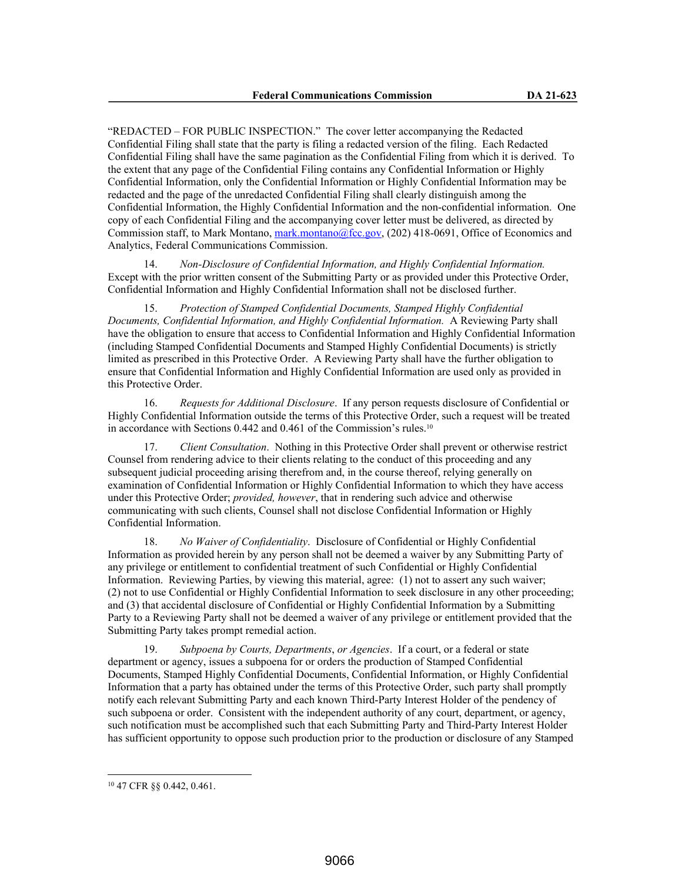"REDACTED – FOR PUBLIC INSPECTION." The cover letter accompanying the Redacted Confidential Filing shall state that the party is filing a redacted version of the filing. Each Redacted Confidential Filing shall have the same pagination as the Confidential Filing from which it is derived. To the extent that any page of the Confidential Filing contains any Confidential Information or Highly Confidential Information, only the Confidential Information or Highly Confidential Information may be redacted and the page of the unredacted Confidential Filing shall clearly distinguish among the Confidential Information, the Highly Confidential Information and the non-confidential information. One copy of each Confidential Filing and the accompanying cover letter must be delivered, as directed by Commission staff, to Mark Montano, mark.montano@fcc.gov, (202) 418-0691, Office of Economics and Analytics, Federal Communications Commission.

14. *Non-Disclosure of Confidential Information, and Highly Confidential Information.* Except with the prior written consent of the Submitting Party or as provided under this Protective Order, Confidential Information and Highly Confidential Information shall not be disclosed further.

15. *Protection of Stamped Confidential Documents, Stamped Highly Confidential Documents, Confidential Information, and Highly Confidential Information.* A Reviewing Party shall have the obligation to ensure that access to Confidential Information and Highly Confidential Information (including Stamped Confidential Documents and Stamped Highly Confidential Documents) is strictly limited as prescribed in this Protective Order. A Reviewing Party shall have the further obligation to ensure that Confidential Information and Highly Confidential Information are used only as provided in this Protective Order.

16. *Requests for Additional Disclosure*. If any person requests disclosure of Confidential or Highly Confidential Information outside the terms of this Protective Order, such a request will be treated in accordance with Sections 0.442 and 0.461 of the Commission's rules.[10]

17. *Client Consultation*. Nothing in this Protective Order shall prevent or otherwise restrict Counsel from rendering advice to their clients relating to the conduct of this proceeding and any subsequent judicial proceeding arising therefrom and, in the course thereof, relying generally on examination of Confidential Information or Highly Confidential Information to which they have access under this Protective Order; *provided, however*, that in rendering such advice and otherwise communicating with such clients, Counsel shall not disclose Confidential Information or Highly Confidential Information.

18. *No Waiver of Confidentiality*. Disclosure of Confidential or Highly Confidential Information as provided herein by any person shall not be deemed a waiver by any Submitting Party of any privilege or entitlement to confidential treatment of such Confidential or Highly Confidential Information. Reviewing Parties, by viewing this material, agree: (1) not to assert any such waiver; (2) not to use Confidential or Highly Confidential Information to seek disclosure in any other proceeding; and (3) that accidental disclosure of Confidential or Highly Confidential Information by a Submitting Party to a Reviewing Party shall not be deemed a waiver of any privilege or entitlement provided that the Submitting Party takes prompt remedial action.

19. *Subpoena by Courts, Departments*, *or Agencies*. If a court, or a federal or state department or agency, issues a subpoena for or orders the production of Stamped Confidential Documents, Stamped Highly Confidential Documents, Confidential Information, or Highly Confidential Information that a party has obtained under the terms of this Protective Order, such party shall promptly notify each relevant Submitting Party and each known Third-Party Interest Holder of the pendency of such subpoena or order. Consistent with the independent authority of any court, department, or agency, such notification must be accomplished such that each Submitting Party and Third-Party Interest Holder has sufficient opportunity to oppose such production prior to the production or disclosure of any Stamped

---

[10] 47 CFR §§ 0.442, 0.461.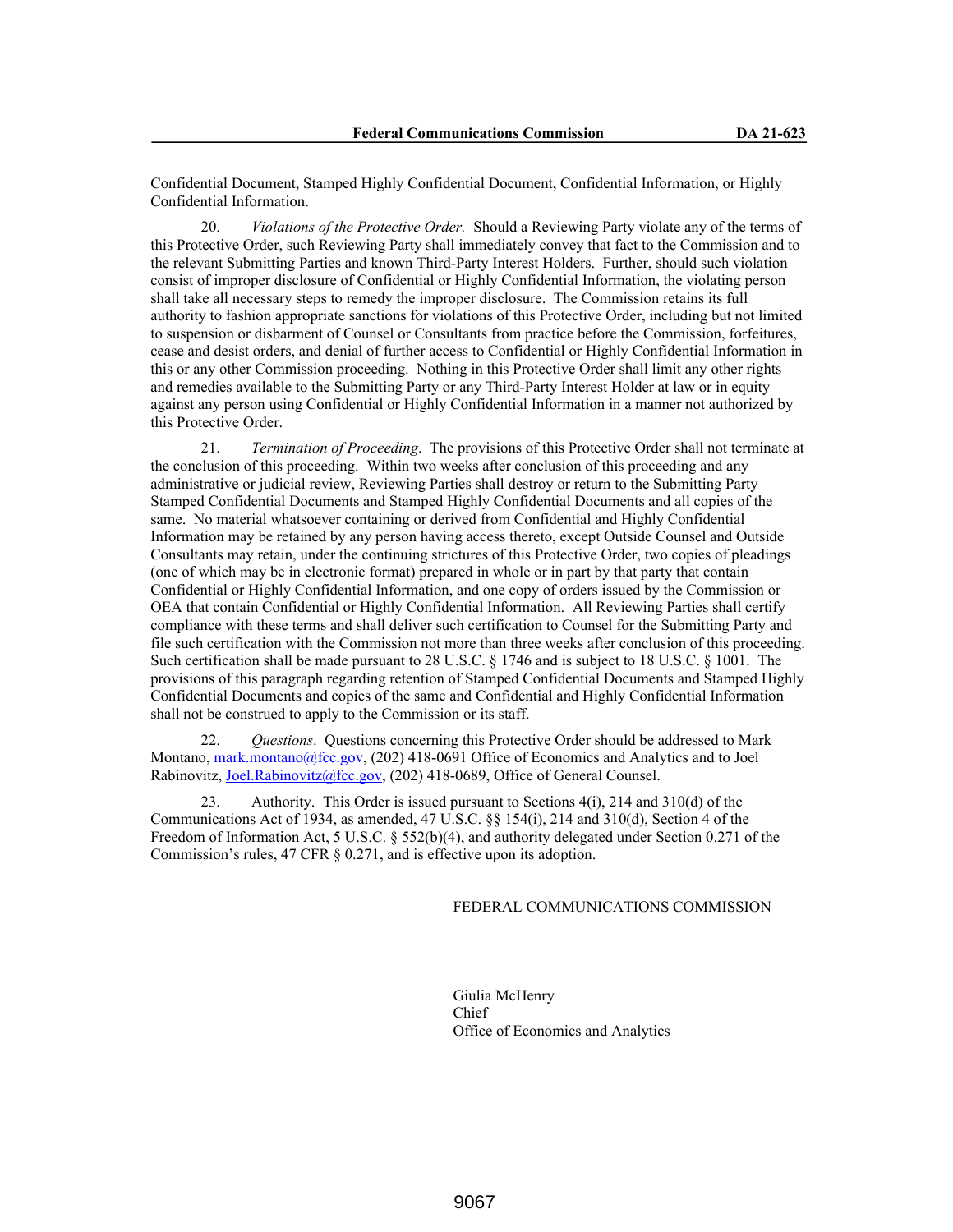Confidential Document, Stamped Highly Confidential Document, Confidential Information, or Highly Confidential Information.

20. *Violations of the Protective Order.* Should a Reviewing Party violate any of the terms of this Protective Order, such Reviewing Party shall immediately convey that fact to the Commission and to the relevant Submitting Parties and known Third-Party Interest Holders. Further, should such violation consist of improper disclosure of Confidential or Highly Confidential Information, the violating person shall take all necessary steps to remedy the improper disclosure. The Commission retains its full authority to fashion appropriate sanctions for violations of this Protective Order, including but not limited to suspension or disbarment of Counsel or Consultants from practice before the Commission, forfeitures, cease and desist orders, and denial of further access to Confidential or Highly Confidential Information in this or any other Commission proceeding. Nothing in this Protective Order shall limit any other rights and remedies available to the Submitting Party or any Third-Party Interest Holder at law or in equity against any person using Confidential or Highly Confidential Information in a manner not authorized by this Protective Order.

21. *Termination of Proceeding*. The provisions of this Protective Order shall not terminate at the conclusion of this proceeding. Within two weeks after conclusion of this proceeding and any administrative or judicial review, Reviewing Parties shall destroy or return to the Submitting Party Stamped Confidential Documents and Stamped Highly Confidential Documents and all copies of the same. No material whatsoever containing or derived from Confidential and Highly Confidential Information may be retained by any person having access thereto, except Outside Counsel and Outside Consultants may retain, under the continuing strictures of this Protective Order, two copies of pleadings (one of which may be in electronic format) prepared in whole or in part by that party that contain Confidential or Highly Confidential Information, and one copy of orders issued by the Commission or OEA that contain Confidential or Highly Confidential Information. All Reviewing Parties shall certify compliance with these terms and shall deliver such certification to Counsel for the Submitting Party and file such certification with the Commission not more than three weeks after conclusion of this proceeding. Such certification shall be made pursuant to 28 U.S.C. § 1746 and is subject to 18 U.S.C. § 1001. The provisions of this paragraph regarding retention of Stamped Confidential Documents and Stamped Highly Confidential Documents and copies of the same and Confidential and Highly Confidential Information shall not be construed to apply to the Commission or its staff.

22. *Questions*. Questions concerning this Protective Order should be addressed to Mark Montano, mark.montano@fcc.gov, (202) 418-0691 Office of Economics and Analytics and to Joel Rabinovitz, Joel.Rabinovitz@fcc.gov, (202) 418-0689, Office of General Counsel.

23. Authority. This Order is issued pursuant to Sections 4(i), 214 and 310(d) of the Communications Act of 1934, as amended, 47 U.S.C. §§ 154(i), 214 and 310(d), Section 4 of the Freedom of Information Act, 5 U.S.C. § 552(b)(4), and authority delegated under Section 0.271 of the Commission's rules, 47 CFR § 0.271, and is effective upon its adoption.

FEDERAL COMMUNICATIONS COMMISSION

Giulia McHenry
Chief
Office of Economics and Analytics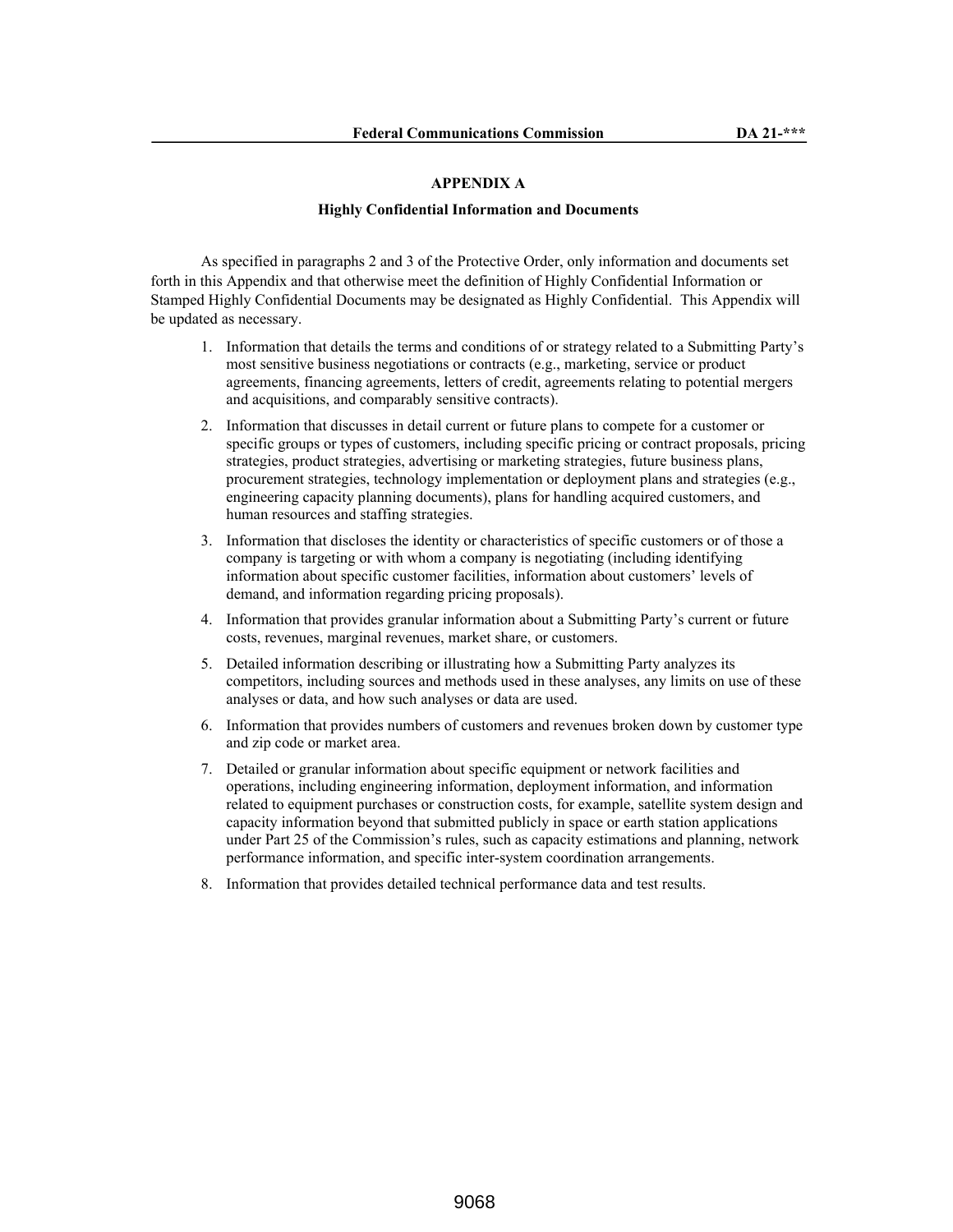## APPENDIX A

### Highly Confidential Information and Documents

As specified in paragraphs 2 and 3 of the Protective Order, only information and documents set forth in this Appendix and that otherwise meet the definition of Highly Confidential Information or Stamped Highly Confidential Documents may be designated as Highly Confidential. This Appendix will be updated as necessary.

1. Information that details the terms and conditions of or strategy related to a Submitting Party's most sensitive business negotiations or contracts (e.g., marketing, service or product agreements, financing agreements, letters of credit, agreements relating to potential mergers and acquisitions, and comparably sensitive contracts).
2. Information that discusses in detail current or future plans to compete for a customer or specific groups or types of customers, including specific pricing or contract proposals, pricing strategies, product strategies, advertising or marketing strategies, future business plans, procurement strategies, technology implementation or deployment plans and strategies (e.g., engineering capacity planning documents), plans for handling acquired customers, and human resources and staffing strategies.
3. Information that discloses the identity or characteristics of specific customers or of those a company is targeting or with whom a company is negotiating (including identifying information about specific customer facilities, information about customers' levels of demand, and information regarding pricing proposals).
4. Information that provides granular information about a Submitting Party's current or future costs, revenues, marginal revenues, market share, or customers.
5. Detailed information describing or illustrating how a Submitting Party analyzes its competitors, including sources and methods used in these analyses, any limits on use of these analyses or data, and how such analyses or data are used.
6. Information that provides numbers of customers and revenues broken down by customer type and zip code or market area.
7. Detailed or granular information about specific equipment or network facilities and operations, including engineering information, deployment information, and information related to equipment purchases or construction costs, for example, satellite system design and capacity information beyond that submitted publicly in space or earth station applications under Part 25 of the Commission's rules, such as capacity estimations and planning, network performance information, and specific inter-system coordination arrangements.
8. Information that provides detailed technical performance data and test results.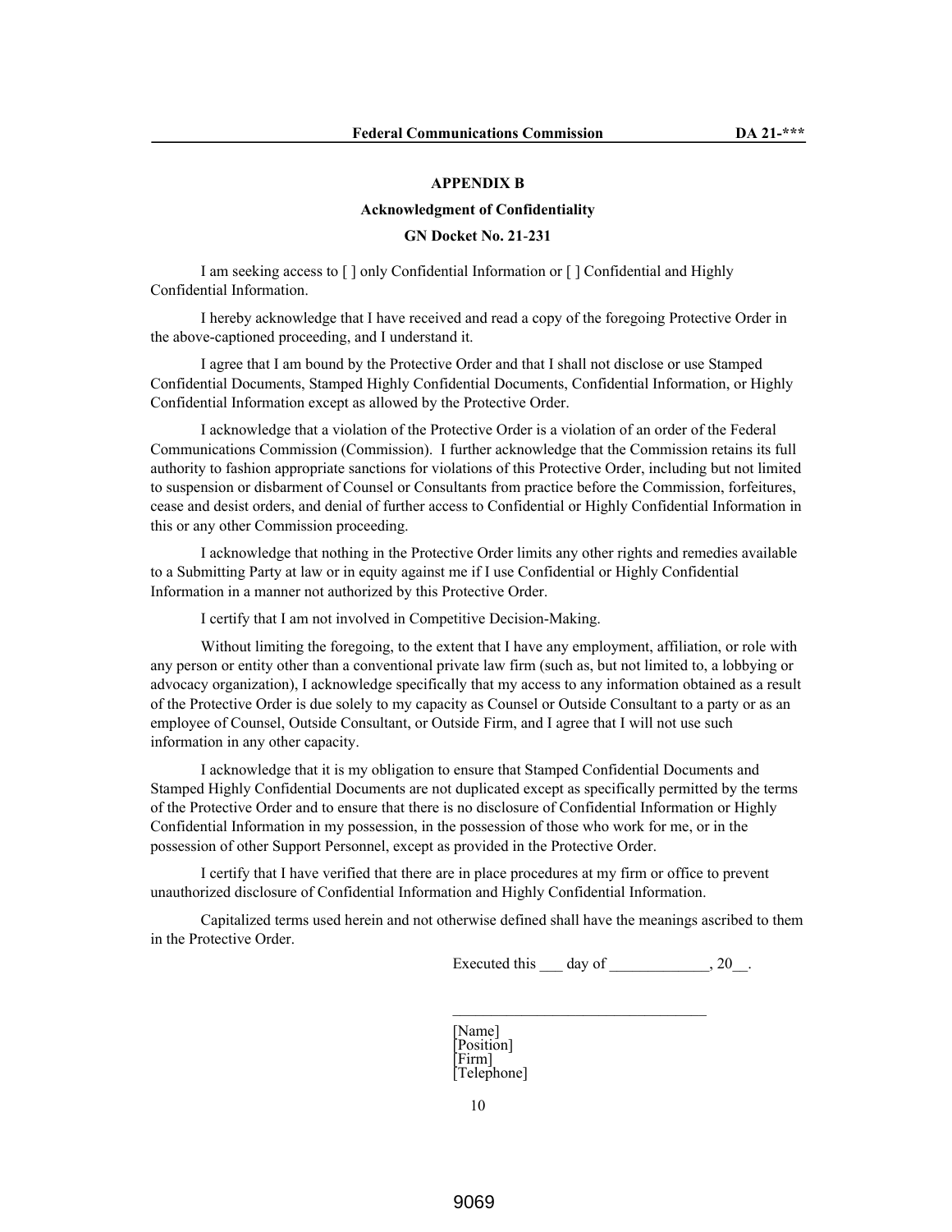## APPENDIX B

### Acknowledgment of Confidentiality

### GN Docket No. 21-231

I am seeking access to [ ] only Confidential Information or [ ] Confidential and Highly Confidential Information.

I hereby acknowledge that I have received and read a copy of the foregoing Protective Order in the above-captioned proceeding, and I understand it.

I agree that I am bound by the Protective Order and that I shall not disclose or use Stamped Confidential Documents, Stamped Highly Confidential Documents, Confidential Information, or Highly Confidential Information except as allowed by the Protective Order.

I acknowledge that a violation of the Protective Order is a violation of an order of the Federal Communications Commission (Commission). I further acknowledge that the Commission retains its full authority to fashion appropriate sanctions for violations of this Protective Order, including but not limited to suspension or disbarment of Counsel or Consultants from practice before the Commission, forfeitures, cease and desist orders, and denial of further access to Confidential or Highly Confidential Information in this or any other Commission proceeding.

I acknowledge that nothing in the Protective Order limits any other rights and remedies available to a Submitting Party at law or in equity against me if I use Confidential or Highly Confidential Information in a manner not authorized by this Protective Order.

I certify that I am not involved in Competitive Decision-Making.

Without limiting the foregoing, to the extent that I have any employment, affiliation, or role with any person or entity other than a conventional private law firm (such as, but not limited to, a lobbying or advocacy organization), I acknowledge specifically that my access to any information obtained as a result of the Protective Order is due solely to my capacity as Counsel or Outside Consultant to a party or as an employee of Counsel, Outside Consultant, or Outside Firm, and I agree that I will not use such information in any other capacity.

I acknowledge that it is my obligation to ensure that Stamped Confidential Documents and Stamped Highly Confidential Documents are not duplicated except as specifically permitted by the terms of the Protective Order and to ensure that there is no disclosure of Confidential Information or Highly Confidential Information in my possession, in the possession of those who work for me, or in the possession of other Support Personnel, except as provided in the Protective Order.

I certify that I have verified that there are in place procedures at my firm or office to prevent unauthorized disclosure of Confidential Information and Highly Confidential Information.

Capitalized terms used herein and not otherwise defined shall have the meanings ascribed to them in the Protective Order.

Executed this ___ day of _____________, 20__.

_________________________________

[Name]
[Position]
[Firm]
[Telephone]